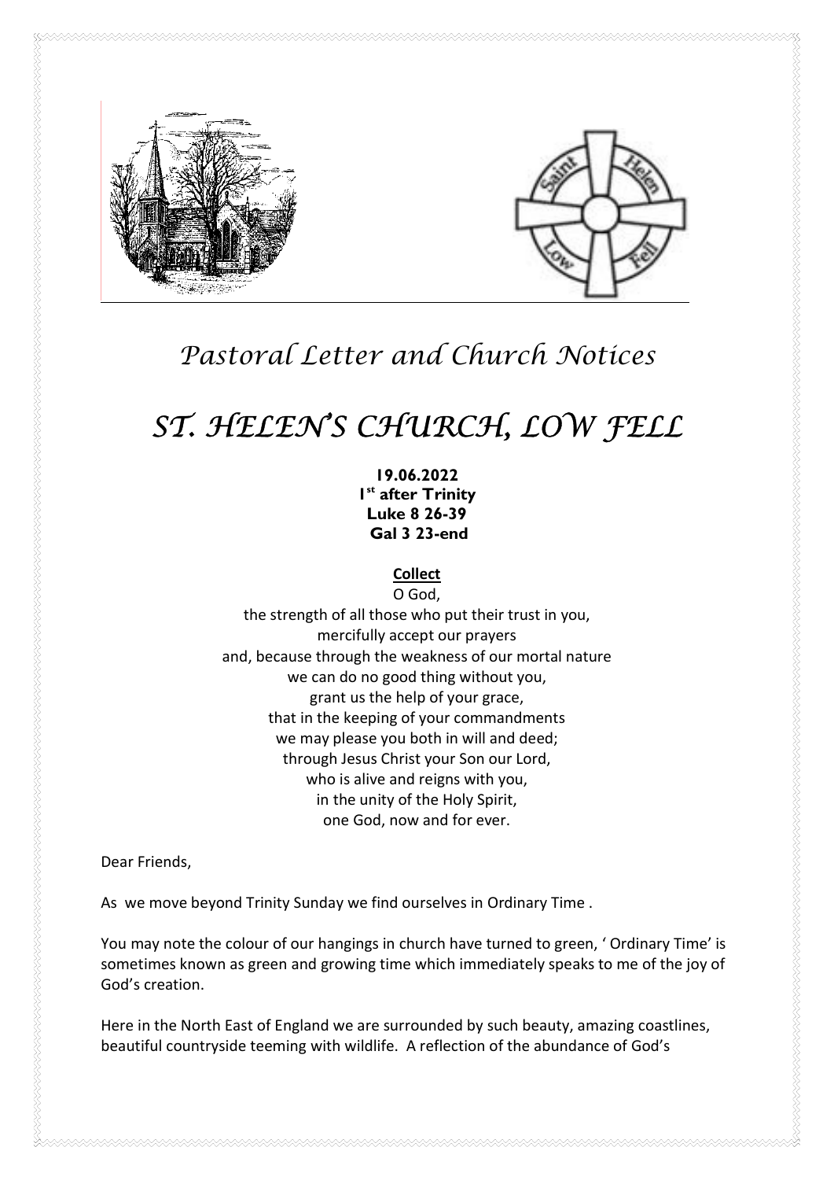# *Pastoral Letter and Church Notices*

# *ST. HELEN'S CHURCH, LOW FELL*

**19.06.2022**
**1st after Trinity**
**Luke 8 26-39**
**Gal 3 23-end**

**Collect**

O God,
the strength of all those who put their trust in you,
mercifully accept our prayers
and, because through the weakness of our mortal nature
we can do no good thing without you,
grant us the help of your grace,
that in the keeping of your commandments
we may please you both in will and deed;
through Jesus Christ your Son our Lord,
who is alive and reigns with you,
in the unity of the Holy Spirit,
one God, now and for ever.

Dear Friends,

As we move beyond Trinity Sunday we find ourselves in Ordinary Time .

You may note the colour of our hangings in church have turned to green, ' Ordinary Time' is sometimes known as green and growing time which immediately speaks to me of the joy of God's creation.

Here in the North East of England we are surrounded by such beauty, amazing coastlines, beautiful countryside teeming with wildlife. A reflection of the abundance of God's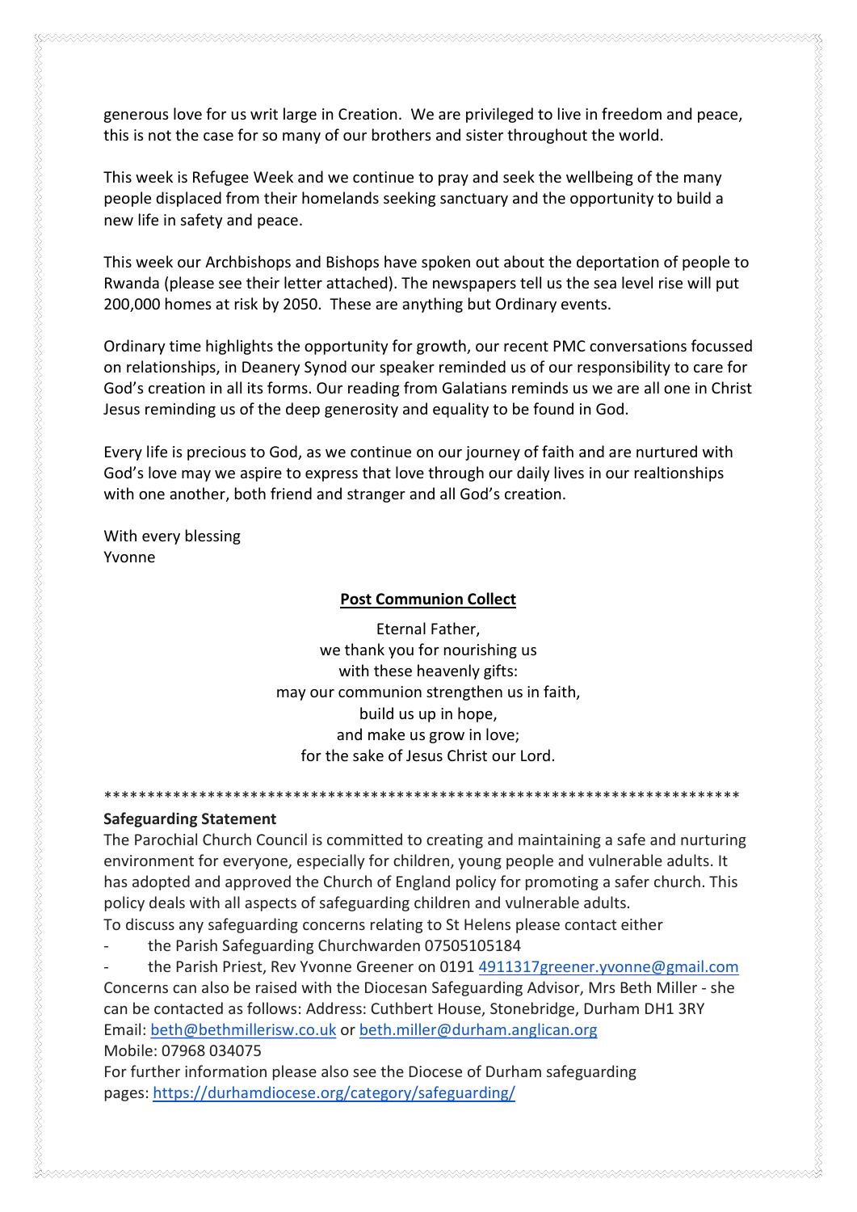generous love for us writ large in Creation. We are privileged to live in freedom and peace, this is not the case for so many of our brothers and sister throughout the world.

This week is Refugee Week and we continue to pray and seek the wellbeing of the many people displaced from their homelands seeking sanctuary and the opportunity to build a new life in safety and peace.

This week our Archbishops and Bishops have spoken out about the deportation of people to Rwanda (please see their letter attached). The newspapers tell us the sea level rise will put 200,000 homes at risk by 2050. These are anything but Ordinary events.

Ordinary time highlights the opportunity for growth, our recent PMC conversations focussed on relationships, in Deanery Synod our speaker reminded us of our responsibility to care for God's creation in all its forms. Our reading from Galatians reminds us we are all one in Christ Jesus reminding us of the deep generosity and equality to be found in God.

Every life is precious to God, as we continue on our journey of faith and are nurtured with God's love may we aspire to express that love through our daily lives in our realtionships with one another, both friend and stranger and all God's creation.

With every blessing
Yvonne

**Post Communion Collect**

Eternal Father,
we thank you for nourishing us
with these heavenly gifts:
may our communion strengthen us in faith,
build us up in hope,
and make us grow in love;
for the sake of Jesus Christ our Lord.

****************************************************************************

**Safeguarding Statement**

The Parochial Church Council is committed to creating and maintaining a safe and nurturing environment for everyone, especially for children, young people and vulnerable adults. It has adopted and approved the Church of England policy for promoting a safer church. This policy deals with all aspects of safeguarding children and vulnerable adults.

To discuss any safeguarding concerns relating to St Helens please contact either

- the Parish Safeguarding Churchwarden 07505105184
- the Parish Priest, Rev Yvonne Greener on 0191 4911317greener.yvonne@gmail.com

Concerns can also be raised with the Diocesan Safeguarding Advisor, Mrs Beth Miller - she can be contacted as follows: Address: Cuthbert House, Stonebridge, Durham DH1 3RY
Email: beth@bethmillerisw.co.uk or beth.miller@durham.anglican.org
Mobile: 07968 034075
For further information please also see the Diocese of Durham safeguarding pages: https://durhamdiocese.org/category/safeguarding/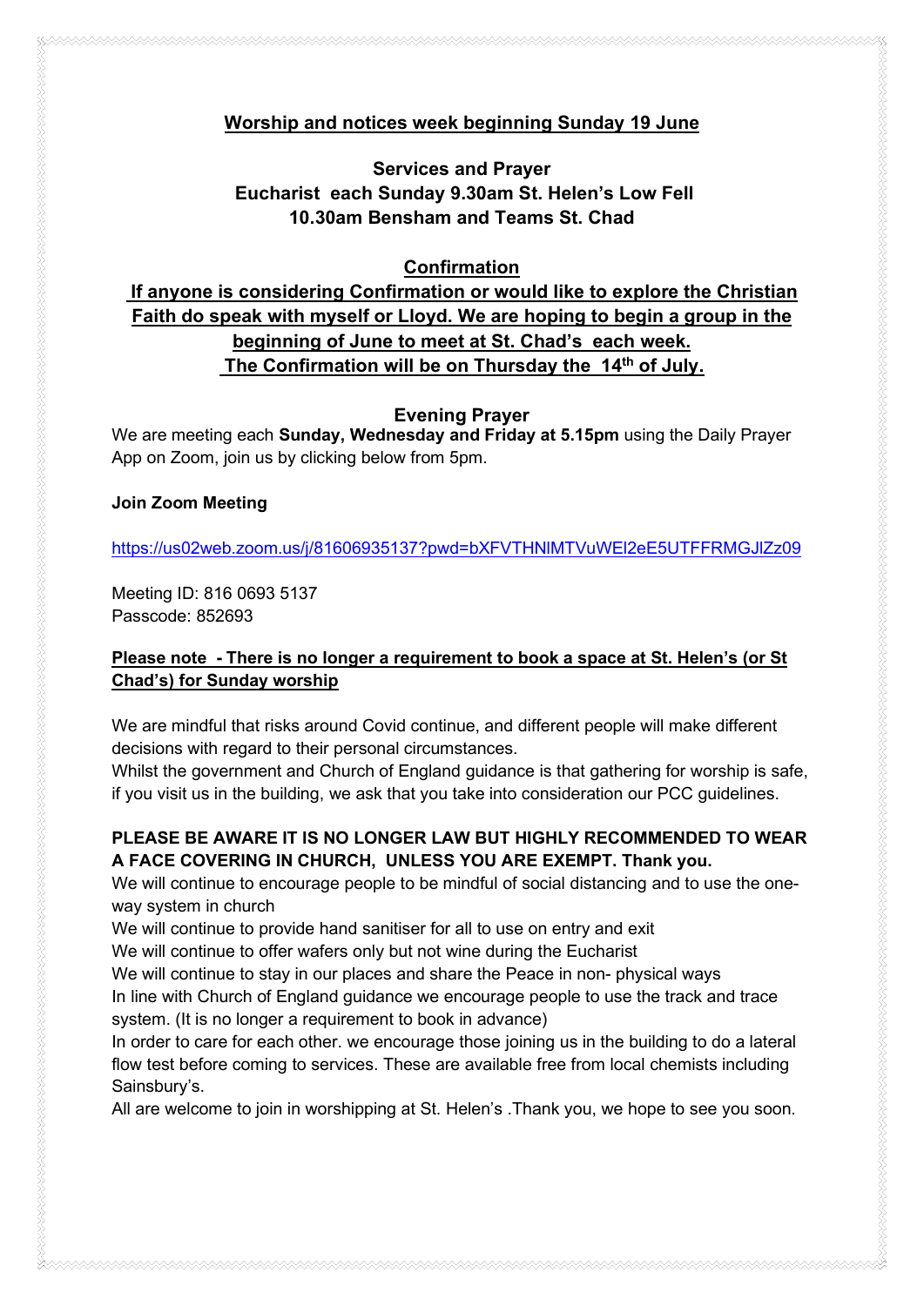## Worship and notices week beginning Sunday 19 June

**Services and Prayer**
**Eucharist each Sunday 9.30am St. Helen's Low Fell**
**10.30am Bensham and Teams St. Chad**

### Confirmation

**If anyone is considering Confirmation or would like to explore the Christian Faith do speak with myself or Lloyd. We are hoping to begin a group in the beginning of June to meet at St. Chad's each week.**
**The Confirmation will be on Thursday the 14th of July.**

### Evening Prayer

We are meeting each **Sunday, Wednesday and Friday at 5.15pm** using the Daily Prayer App on Zoom, join us by clicking below from 5pm.

**Join Zoom Meeting**

https://us02web.zoom.us/j/81606935137?pwd=bXFVTHNlMTVuWEl2eE5UTFFRMGJlZz09

Meeting ID: 816 0693 5137
Passcode: 852693

**Please note - There is no longer a requirement to book a space at St. Helen's (or St Chad's) for Sunday worship**

We are mindful that risks around Covid continue, and different people will make different decisions with regard to their personal circumstances.
Whilst the government and Church of England guidance is that gathering for worship is safe, if you visit us in the building, we ask that you take into consideration our PCC guidelines.

**PLEASE BE AWARE IT IS NO LONGER LAW BUT HIGHLY RECOMMENDED TO WEAR A FACE COVERING IN CHURCH, UNLESS YOU ARE EXEMPT. Thank you.**

We will continue to encourage people to be mindful of social distancing and to use the one-way system in church
We will continue to provide hand sanitiser for all to use on entry and exit
We will continue to offer wafers only but not wine during the Eucharist
We will continue to stay in our places and share the Peace in non- physical ways
In line with Church of England guidance we encourage people to use the track and trace system. (It is no longer a requirement to book in advance)
In order to care for each other. we encourage those joining us in the building to do a lateral flow test before coming to services. These are available free from local chemists including Sainsbury's.
All are welcome to join in worshipping at St. Helen's .Thank you, we hope to see you soon.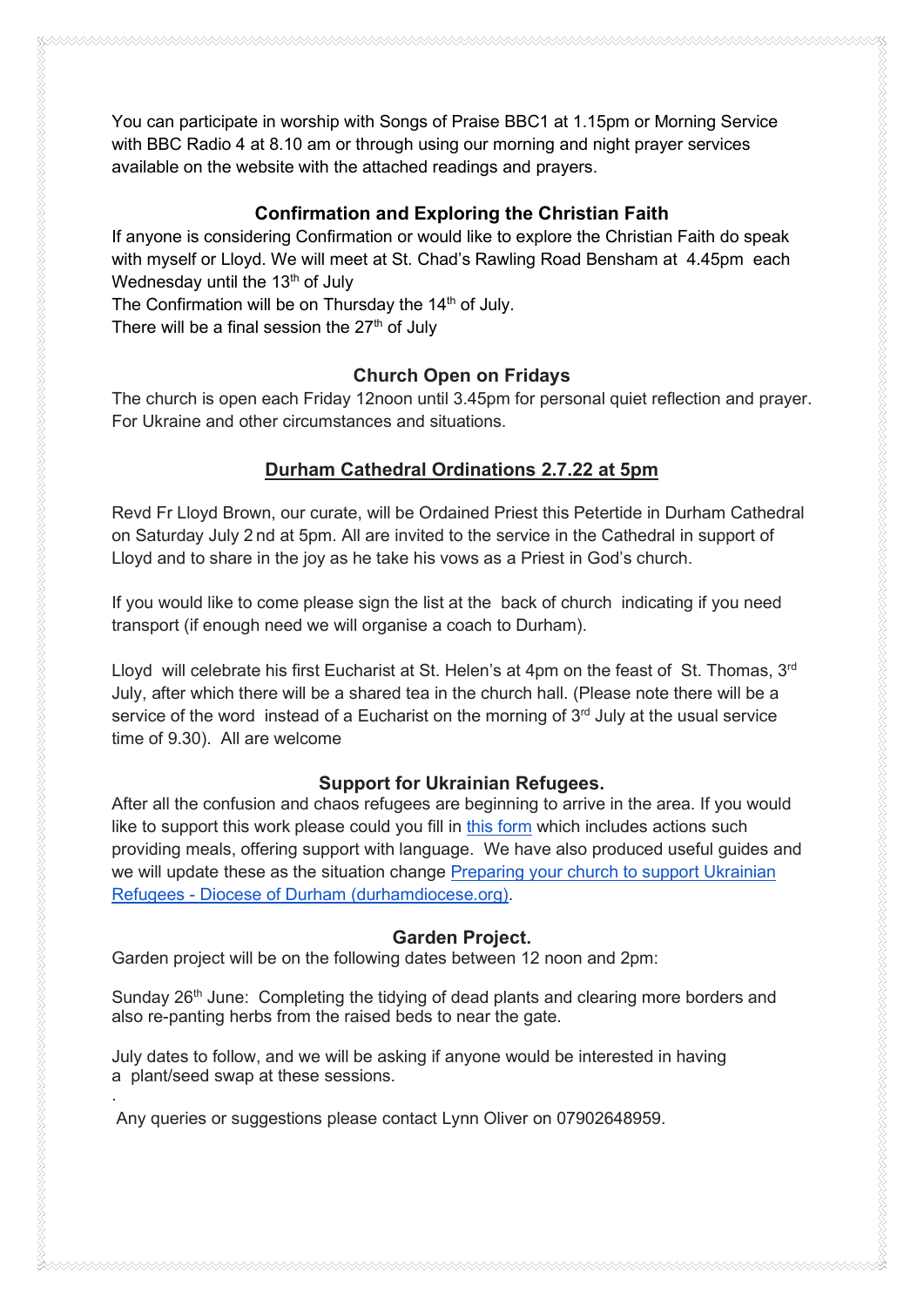You can participate in worship with Songs of Praise BBC1 at 1.15pm or Morning Service with BBC Radio 4 at 8.10 am or through using our morning and night prayer services available on the website with the attached readings and prayers.

### Confirmation and Exploring the Christian Faith

If anyone is considering Confirmation or would like to explore the Christian Faith do speak with myself or Lloyd. We will meet at St. Chad's Rawling Road Bensham at 4.45pm each Wednesday until the 13th of July

The Confirmation will be on Thursday the 14th of July.

There will be a final session the 27th of July

### Church Open on Fridays

The church is open each Friday 12noon until 3.45pm for personal quiet reflection and prayer. For Ukraine and other circumstances and situations.

### Durham Cathedral Ordinations 2.7.22 at 5pm

Revd Fr Lloyd Brown, our curate, will be Ordained Priest this Petertide in Durham Cathedral on Saturday July 2 nd at 5pm. All are invited to the service in the Cathedral in support of Lloyd and to share in the joy as he take his vows as a Priest in God's church.

If you would like to come please sign the list at the back of church indicating if you need transport (if enough need we will organise a coach to Durham).

Lloyd will celebrate his first Eucharist at St. Helen's at 4pm on the feast of St. Thomas, 3rd July, after which there will be a shared tea in the church hall. (Please note there will be a service of the word instead of a Eucharist on the morning of 3rd July at the usual service time of 9.30). All are welcome

### Support for Ukrainian Refugees.

After all the confusion and chaos refugees are beginning to arrive in the area. If you would like to support this work please could you fill in this form which includes actions such providing meals, offering support with language. We have also produced useful guides and we will update these as the situation change Preparing your church to support Ukrainian Refugees - Diocese of Durham (durhamdiocese.org).

### Garden Project.

Garden project will be on the following dates between 12 noon and 2pm:

Sunday 26th June: Completing the tidying of dead plants and clearing more borders and also re-panting herbs from the raised beds to near the gate.

July dates to follow, and we will be asking if anyone would be interested in having a plant/seed swap at these sessions.

Any queries or suggestions please contact Lynn Oliver on 07902648959.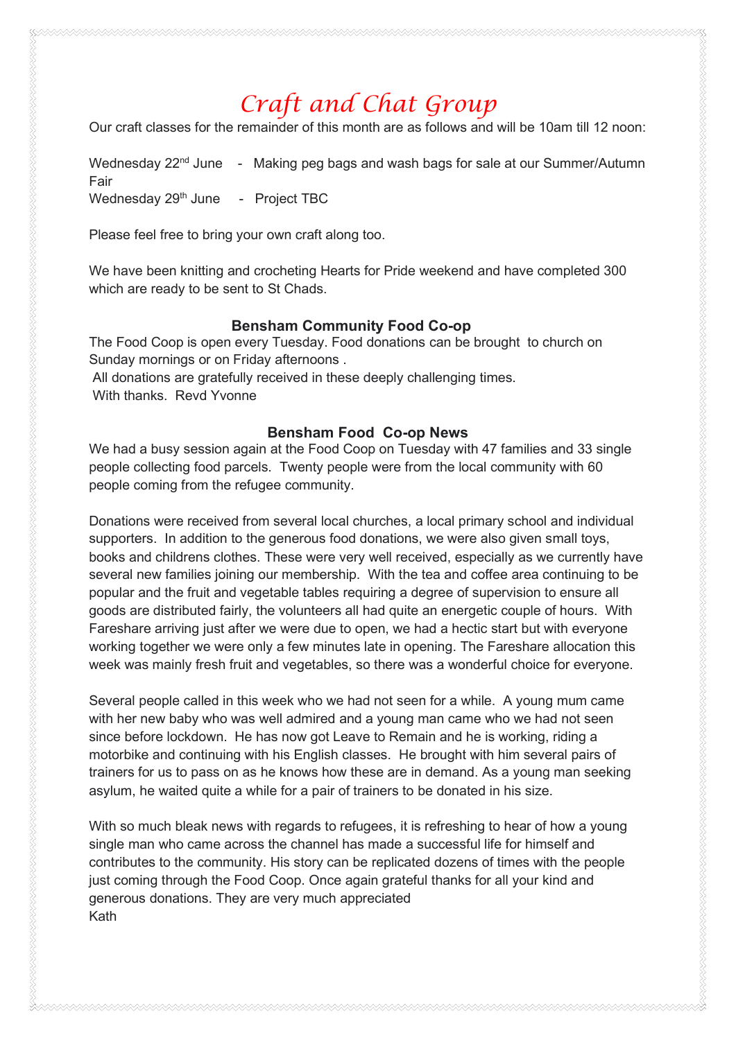# *Craft and Chat Group*

Our craft classes for the remainder of this month are as follows and will be 10am till 12 noon:

Wednesday 22nd June - Making peg bags and wash bags for sale at our Summer/Autumn Fair
Wednesday 29th June - Project TBC

Please feel free to bring your own craft along too.

We have been knitting and crocheting Hearts for Pride weekend and have completed 300 which are ready to be sent to St Chads.

**Bensham Community Food Co-op**

The Food Coop is open every Tuesday. Food donations can be brought to church on Sunday mornings or on Friday afternoons .
All donations are gratefully received in these deeply challenging times.
With thanks. Revd Yvonne

**Bensham Food Co-op News**

We had a busy session again at the Food Coop on Tuesday with 47 families and 33 single people collecting food parcels. Twenty people were from the local community with 60 people coming from the refugee community.

Donations were received from several local churches, a local primary school and individual supporters. In addition to the generous food donations, we were also given small toys, books and childrens clothes. These were very well received, especially as we currently have several new families joining our membership. With the tea and coffee area continuing to be popular and the fruit and vegetable tables requiring a degree of supervision to ensure all goods are distributed fairly, the volunteers all had quite an energetic couple of hours. With Fareshare arriving just after we were due to open, we had a hectic start but with everyone working together we were only a few minutes late in opening. The Fareshare allocation this week was mainly fresh fruit and vegetables, so there was a wonderful choice for everyone.

Several people called in this week who we had not seen for a while. A young mum came with her new baby who was well admired and a young man came who we had not seen since before lockdown. He has now got Leave to Remain and he is working, riding a motorbike and continuing with his English classes. He brought with him several pairs of trainers for us to pass on as he knows how these are in demand. As a young man seeking asylum, he waited quite a while for a pair of trainers to be donated in his size.

With so much bleak news with regards to refugees, it is refreshing to hear of how a young single man who came across the channel has made a successful life for himself and contributes to the community. His story can be replicated dozens of times with the people just coming through the Food Coop. Once again grateful thanks for all your kind and generous donations. They are very much appreciated
Kath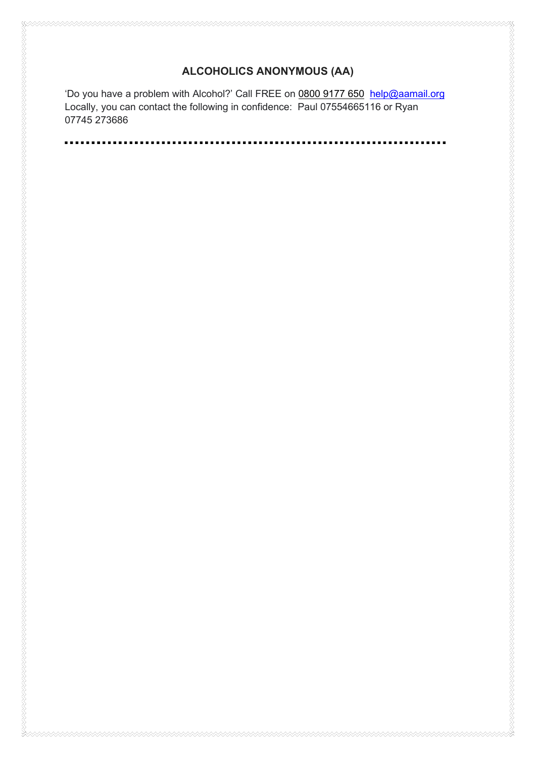### ALCOHOLICS ANONYMOUS (AA)

'Do you have a problem with Alcohol?' Call FREE on 0800 9177 650 help@aamail.org
Locally, you can contact the following in confidence: Paul 07554665116 or Ryan 07745 273686

---